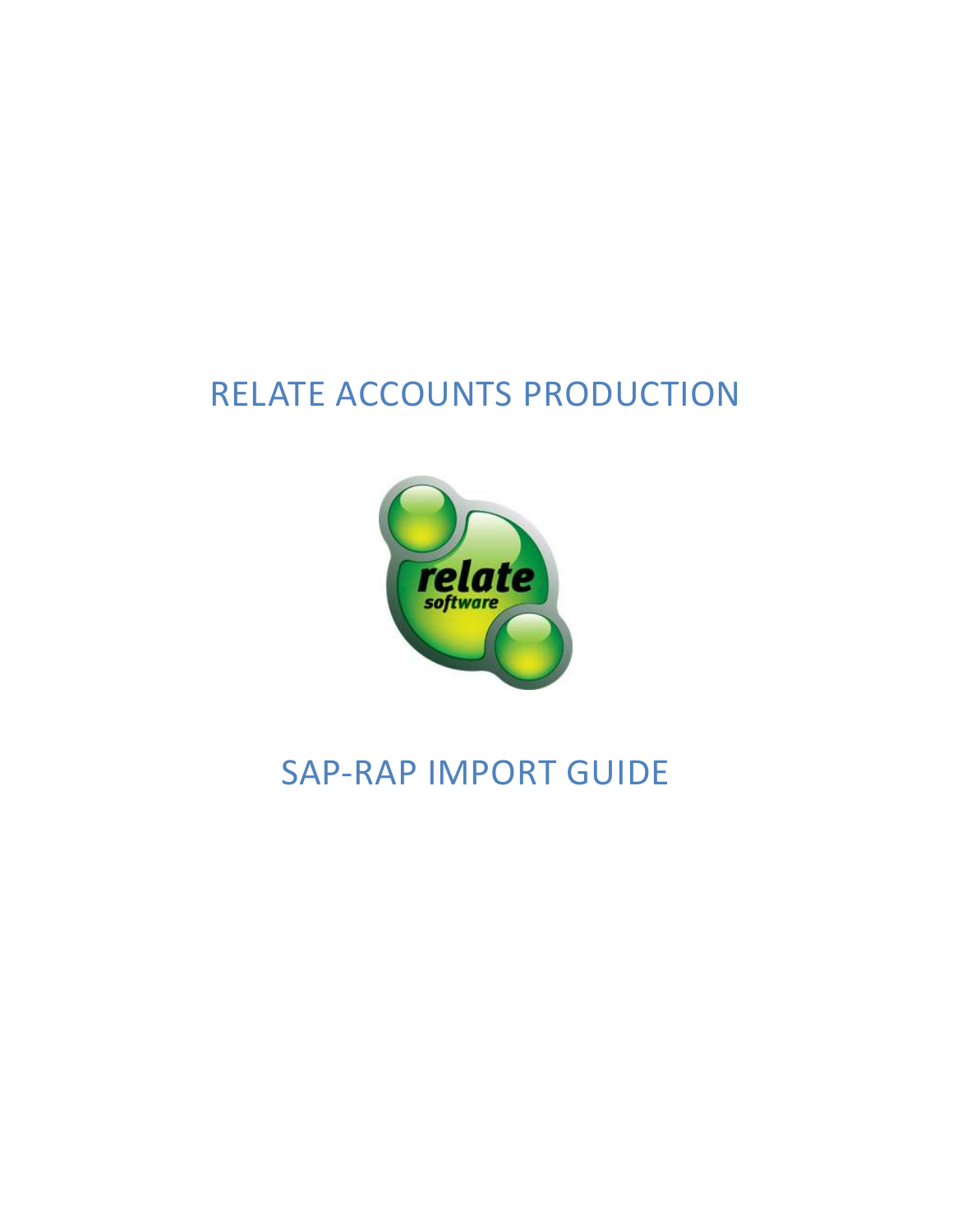# RELATE ACCOUNTS PRODUCTION

# SAP-RAP IMPORT GUIDE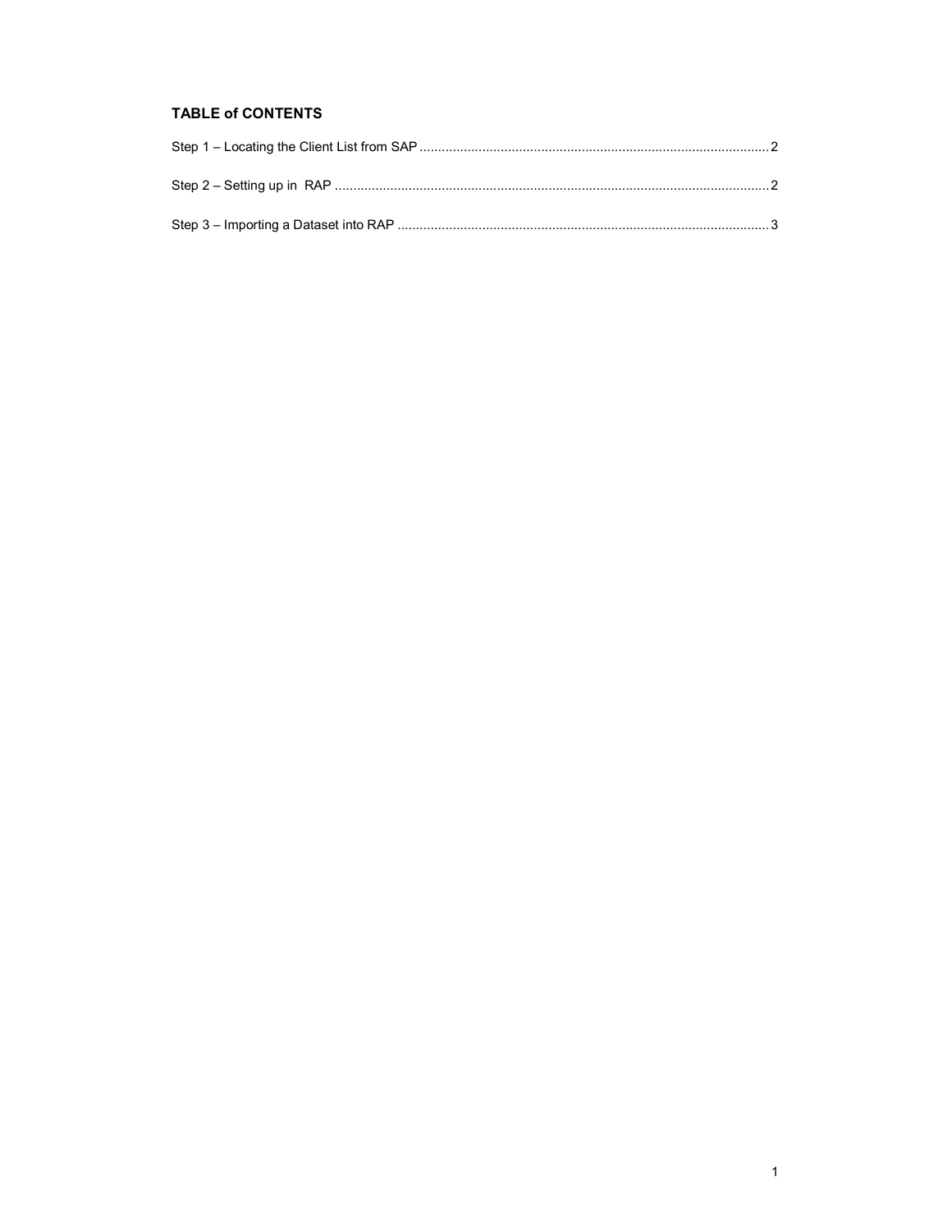## TABLE of CONTENTS

Step 1 – Locating the Client List from SAP ............................................................................................. 2

Step 2 – Setting up in RAP ...................................................................................................................... 2

Step 3 – Importing a Dataset into RAP .................................................................................................... 3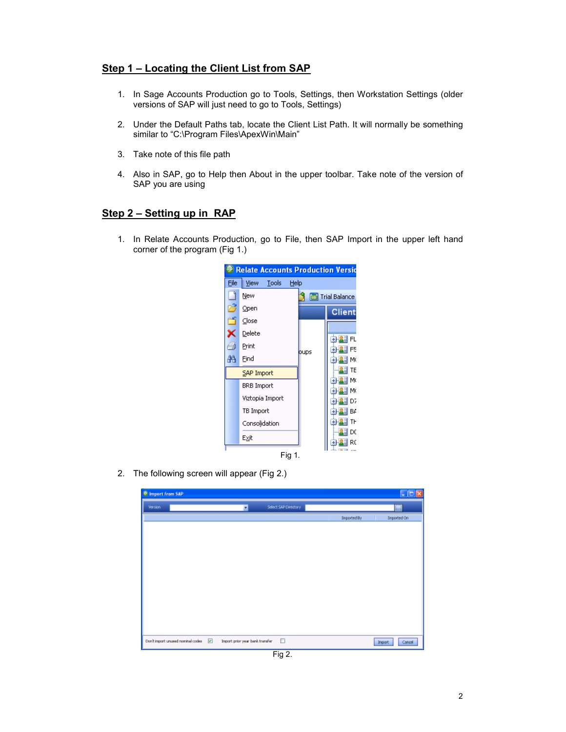## Step 1 – Locating the Client List from SAP

1. In Sage Accounts Production go to Tools, Settings, then Workstation Settings (older versions of SAP will just need to go to Tools, Settings)

2. Under the Default Paths tab, locate the Client List Path. It will normally be something similar to "C:\Program Files\ApexWin\Main"

3. Take note of this file path

4. Also in SAP, go to Help then About in the upper toolbar. Take note of the version of SAP you are using

## Step 2 – Setting up in RAP

1. In Relate Accounts Production, go to File, then SAP Import in the upper left hand corner of the program (Fig 1.)

Fig 1.

2. The following screen will appear (Fig 2.)

Fig 2.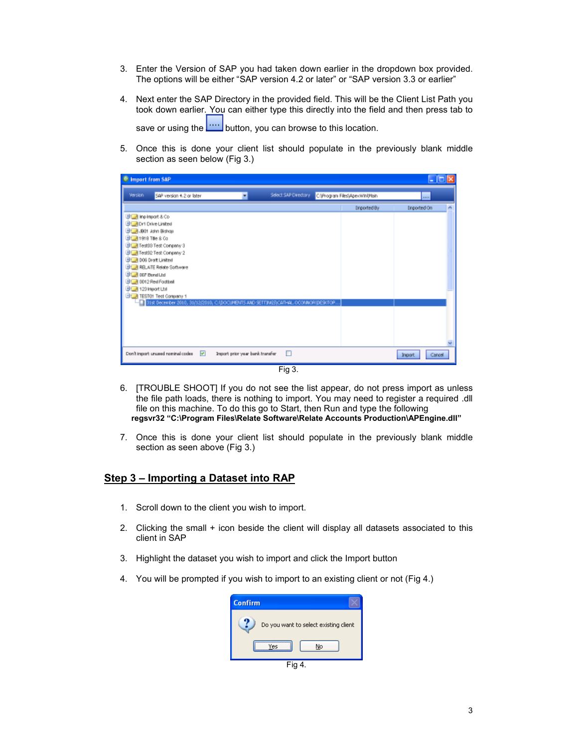3. Enter the Version of SAP you had taken down earlier in the dropdown box provided. The options will be either "SAP version 4.2 or later" or "SAP version 3.3 or earlier"

4. Next enter the SAP Directory in the provided field. This will be the Client List Path you took down earlier. You can either type this directly into the field and then press tab to save or using the .... button, you can browse to this location.

5. Once this is done your client list should populate in the previously blank middle section as seen below (Fig 3.)

Fig 3.

6. [TROUBLE SHOOT] If you do not see the list appear, do not press import as unless the file path loads, there is nothing to import. You may need to register a required .dll file on this machine. To do this go to Start, then Run and type the following
**regsvr32 "C:\Program Files\Relate Software\Relate Accounts Production\APEngine.dll"**

7. Once this is done your client list should populate in the previously blank middle section as seen above (Fig 3.)

## Step 3 – Importing a Dataset into RAP

1. Scroll down to the client you wish to import.

2. Clicking the small + icon beside the client will display all datasets associated to this client in SAP

3. Highlight the dataset you wish to import and click the Import button

4. You will be prompted if you wish to import to an existing client or not (Fig 4.)

Fig 4.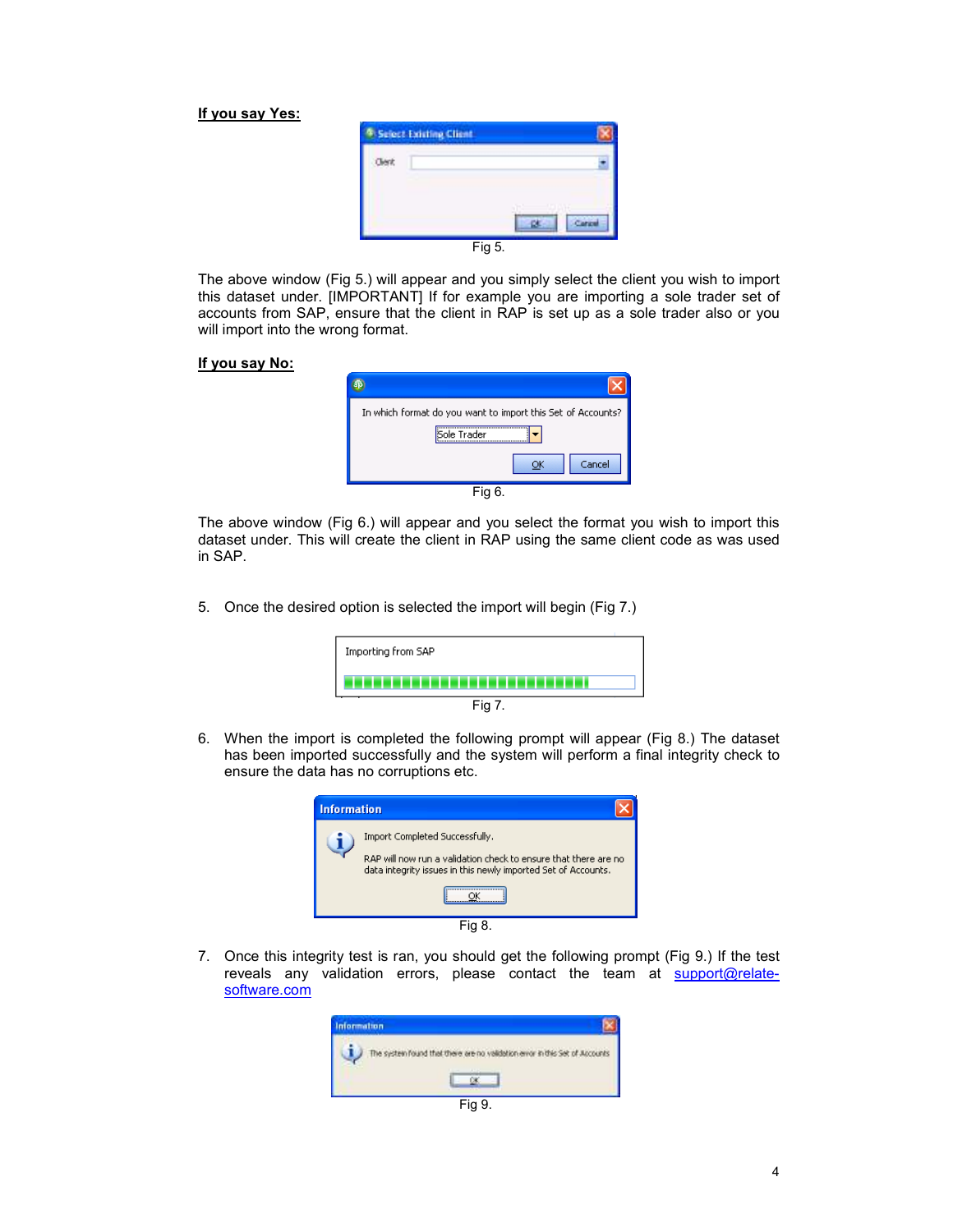**If you say Yes:**

Fig 5.

The above window (Fig 5.) will appear and you simply select the client you wish to import this dataset under. [IMPORTANT] If for example you are importing a sole trader set of accounts from SAP, ensure that the client in RAP is set up as a sole trader also or you will import into the wrong format.

**If you say No:**

Fig 6.

The above window (Fig 6.) will appear and you select the format you wish to import this dataset under. This will create the client in RAP using the same client code as was used in SAP.

5. Once the desired option is selected the import will begin (Fig 7.)

Fig 7.

6. When the import is completed the following prompt will appear (Fig 8.) The dataset has been imported successfully and the system will perform a final integrity check to ensure the data has no corruptions etc.

Fig 8.

7. Once this integrity test is ran, you should get the following prompt (Fig 9.) If the test reveals any validation errors, please contact the team at support@relate-software.com

Fig 9.